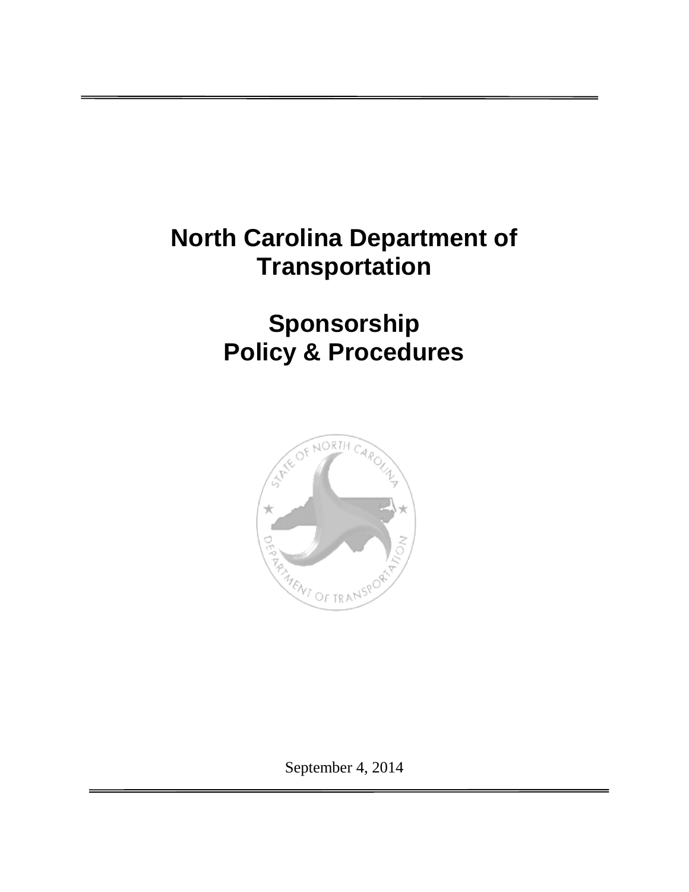# North Carolina Department of Transportation

# Sponsorship Policy & Procedures

September 4, 2014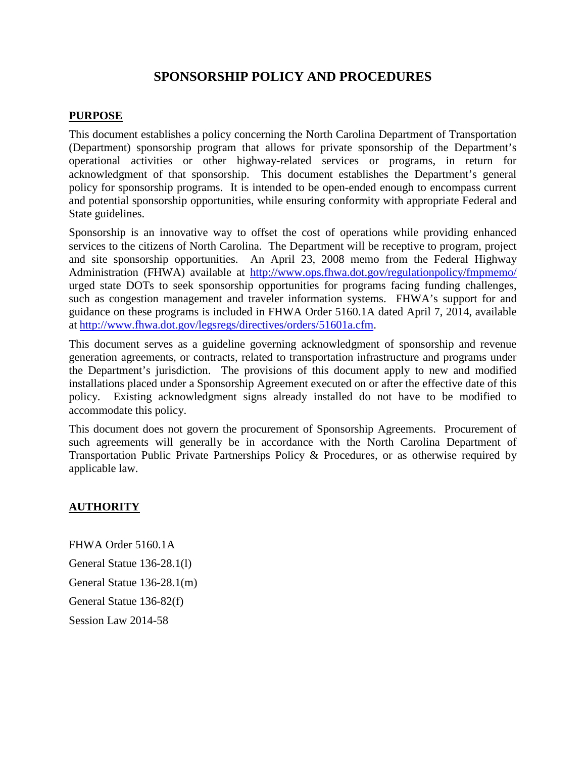# SPONSORSHIP POLICY AND PROCEDURES

## PURPOSE

This document establishes a policy concerning the North Carolina Department of Transportation (Department) sponsorship program that allows for private sponsorship of the Department's operational activities or other highway-related services or programs, in return for acknowledgment of that sponsorship. This document establishes the Department's general policy for sponsorship programs. It is intended to be open-ended enough to encompass current and potential sponsorship opportunities, while ensuring conformity with appropriate Federal and State guidelines.

Sponsorship is an innovative way to offset the cost of operations while providing enhanced services to the citizens of North Carolina. The Department will be receptive to program, project and site sponsorship opportunities. An April 23, 2008 memo from the Federal Highway Administration (FHWA) available at http://www.ops.fhwa.dot.gov/regulationpolicy/fmpmemo/ urged state DOTs to seek sponsorship opportunities for programs facing funding challenges, such as congestion management and traveler information systems. FHWA's support for and guidance on these programs is included in FHWA Order 5160.1A dated April 7, 2014, available at http://www.fhwa.dot.gov/legsregs/directives/orders/51601a.cfm.

This document serves as a guideline governing acknowledgment of sponsorship and revenue generation agreements, or contracts, related to transportation infrastructure and programs under the Department's jurisdiction. The provisions of this document apply to new and modified installations placed under a Sponsorship Agreement executed on or after the effective date of this policy. Existing acknowledgment signs already installed do not have to be modified to accommodate this policy.

This document does not govern the procurement of Sponsorship Agreements. Procurement of such agreements will generally be in accordance with the North Carolina Department of Transportation Public Private Partnerships Policy & Procedures, or as otherwise required by applicable law.

## AUTHORITY

FHWA Order 5160.1A

General Statue 136-28.1(l)

General Statue 136-28.1(m)

General Statue 136-82(f)

Session Law 2014-58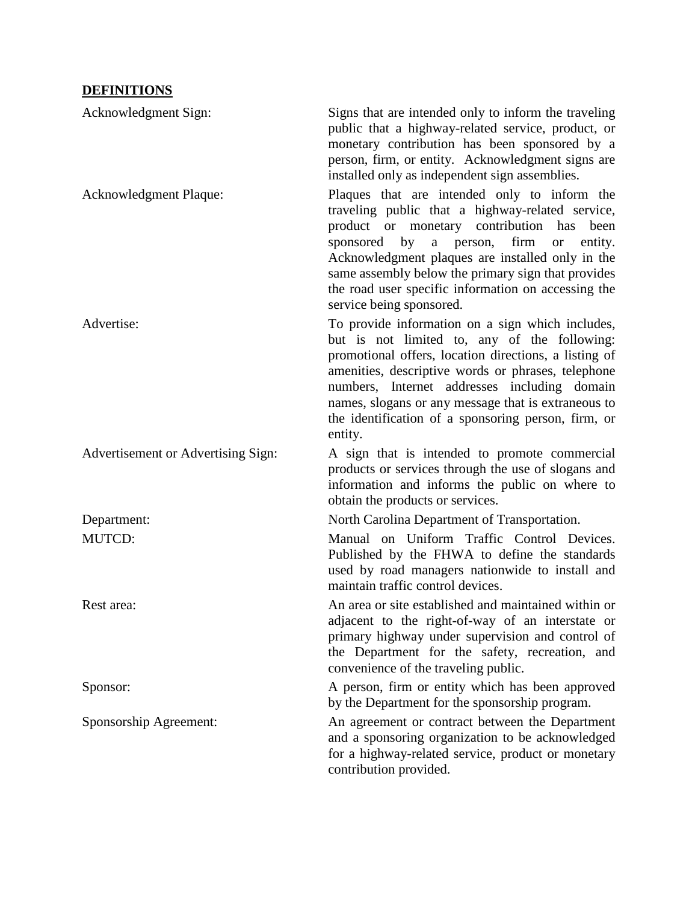## DEFINITIONS

| | |
|---|---|
| Acknowledgment Sign: | Signs that are intended only to inform the traveling public that a highway-related service, product, or monetary contribution has been sponsored by a person, firm, or entity. Acknowledgment signs are installed only as independent sign assemblies. |
| Acknowledgment Plaque: | Plaques that are intended only to inform the traveling public that a highway-related service, product or monetary contribution has been sponsored by a person, firm or entity. Acknowledgment plaques are installed only in the same assembly below the primary sign that provides the road user specific information on accessing the service being sponsored. |
| Advertise: | To provide information on a sign which includes, but is not limited to, any of the following: promotional offers, location directions, a listing of amenities, descriptive words or phrases, telephone numbers, Internet addresses including domain names, slogans or any message that is extraneous to the identification of a sponsoring person, firm, or entity. |
| Advertisement or Advertising Sign: | A sign that is intended to promote commercial products or services through the use of slogans and information and informs the public on where to obtain the products or services. |
| Department: | North Carolina Department of Transportation. |
| MUTCD: | Manual on Uniform Traffic Control Devices. Published by the FHWA to define the standards used by road managers nationwide to install and maintain traffic control devices. |
| Rest area: | An area or site established and maintained within or adjacent to the right-of-way of an interstate or primary highway under supervision and control of the Department for the safety, recreation, and convenience of the traveling public. |
| Sponsor: | A person, firm or entity which has been approved by the Department for the sponsorship program. |
| Sponsorship Agreement: | An agreement or contract between the Department and a sponsoring organization to be acknowledged for a highway-related service, product or monetary contribution provided. |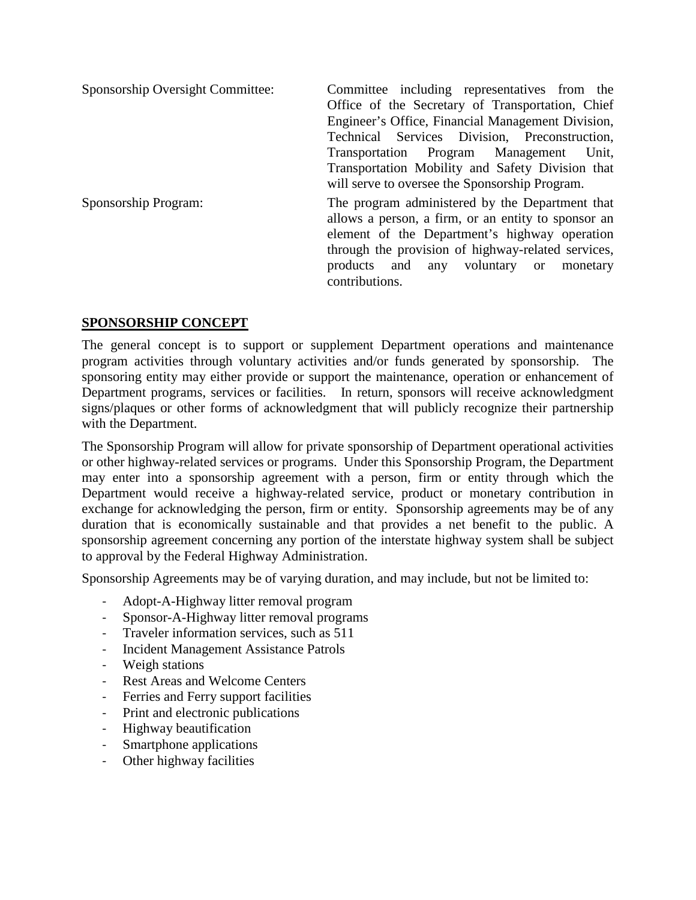| | |
|---|---|
| Sponsorship Oversight Committee: | Committee including representatives from the Office of the Secretary of Transportation, Chief Engineer's Office, Financial Management Division, Technical Services Division, Preconstruction, Transportation Program Management Unit, Transportation Mobility and Safety Division that will serve to oversee the Sponsorship Program. |
| Sponsorship Program: | The program administered by the Department that allows a person, a firm, or an entity to sponsor an element of the Department's highway operation through the provision of highway-related services, products and any voluntary or monetary contributions. |

## SPONSORSHIP CONCEPT

The general concept is to support or supplement Department operations and maintenance program activities through voluntary activities and/or funds generated by sponsorship. The sponsoring entity may either provide or support the maintenance, operation or enhancement of Department programs, services or facilities. In return, sponsors will receive acknowledgment signs/plaques or other forms of acknowledgment that will publicly recognize their partnership with the Department.

The Sponsorship Program will allow for private sponsorship of Department operational activities or other highway-related services or programs. Under this Sponsorship Program, the Department may enter into a sponsorship agreement with a person, firm or entity through which the Department would receive a highway-related service, product or monetary contribution in exchange for acknowledging the person, firm or entity. Sponsorship agreements may be of any duration that is economically sustainable and that provides a net benefit to the public. A sponsorship agreement concerning any portion of the interstate highway system shall be subject to approval by the Federal Highway Administration.

Sponsorship Agreements may be of varying duration, and may include, but not be limited to:

- Adopt-A-Highway litter removal program
- Sponsor-A-Highway litter removal programs
- Traveler information services, such as 511
- Incident Management Assistance Patrols
- Weigh stations
- Rest Areas and Welcome Centers
- Ferries and Ferry support facilities
- Print and electronic publications
- Highway beautification
- Smartphone applications
- Other highway facilities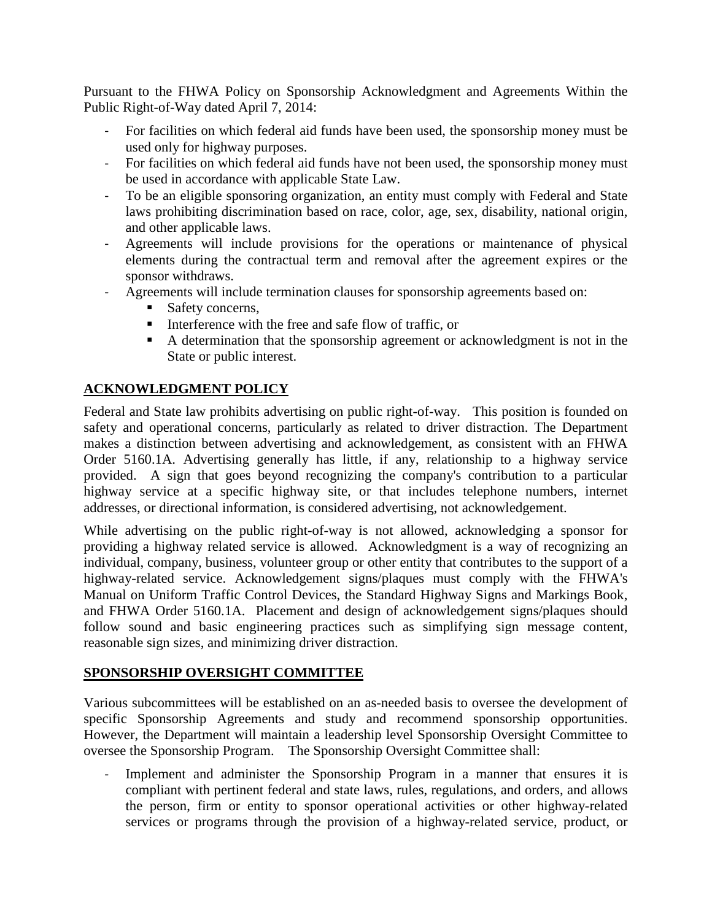Pursuant to the FHWA Policy on Sponsorship Acknowledgment and Agreements Within the Public Right-of-Way dated April 7, 2014:

- For facilities on which federal aid funds have been used, the sponsorship money must be used only for highway purposes.
- For facilities on which federal aid funds have not been used, the sponsorship money must be used in accordance with applicable State Law.
- To be an eligible sponsoring organization, an entity must comply with Federal and State laws prohibiting discrimination based on race, color, age, sex, disability, national origin, and other applicable laws.
- Agreements will include provisions for the operations or maintenance of physical elements during the contractual term and removal after the agreement expires or the sponsor withdraws.
- Agreements will include termination clauses for sponsorship agreements based on:
  - Safety concerns,
  - Interference with the free and safe flow of traffic, or
  - A determination that the sponsorship agreement or acknowledgment is not in the State or public interest.

## ACKNOWLEDGMENT POLICY

Federal and State law prohibits advertising on public right-of-way. This position is founded on safety and operational concerns, particularly as related to driver distraction. The Department makes a distinction between advertising and acknowledgement, as consistent with an FHWA Order 5160.1A. Advertising generally has little, if any, relationship to a highway service provided. A sign that goes beyond recognizing the company's contribution to a particular highway service at a specific highway site, or that includes telephone numbers, internet addresses, or directional information, is considered advertising, not acknowledgement.

While advertising on the public right-of-way is not allowed, acknowledging a sponsor for providing a highway related service is allowed. Acknowledgment is a way of recognizing an individual, company, business, volunteer group or other entity that contributes to the support of a highway-related service. Acknowledgement signs/plaques must comply with the FHWA's Manual on Uniform Traffic Control Devices, the Standard Highway Signs and Markings Book, and FHWA Order 5160.1A. Placement and design of acknowledgement signs/plaques should follow sound and basic engineering practices such as simplifying sign message content, reasonable sign sizes, and minimizing driver distraction.

## SPONSORSHIP OVERSIGHT COMMITTEE

Various subcommittees will be established on an as-needed basis to oversee the development of specific Sponsorship Agreements and study and recommend sponsorship opportunities. However, the Department will maintain a leadership level Sponsorship Oversight Committee to oversee the Sponsorship Program. The Sponsorship Oversight Committee shall:

- Implement and administer the Sponsorship Program in a manner that ensures it is compliant with pertinent federal and state laws, rules, regulations, and orders, and allows the person, firm or entity to sponsor operational activities or other highway-related services or programs through the provision of a highway-related service, product, or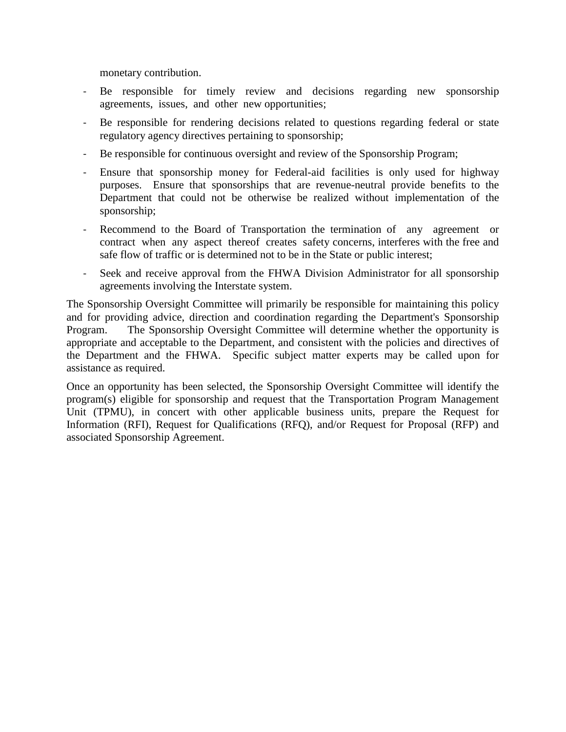monetary contribution.

- Be responsible for timely review and decisions regarding new sponsorship agreements, issues, and other new opportunities;
- Be responsible for rendering decisions related to questions regarding federal or state regulatory agency directives pertaining to sponsorship;
- Be responsible for continuous oversight and review of the Sponsorship Program;
- Ensure that sponsorship money for Federal-aid facilities is only used for highway purposes. Ensure that sponsorships that are revenue-neutral provide benefits to the Department that could not be otherwise be realized without implementation of the sponsorship;
- Recommend to the Board of Transportation the termination of any agreement or contract when any aspect thereof creates safety concerns, interferes with the free and safe flow of traffic or is determined not to be in the State or public interest;
- Seek and receive approval from the FHWA Division Administrator for all sponsorship agreements involving the Interstate system.

The Sponsorship Oversight Committee will primarily be responsible for maintaining this policy and for providing advice, direction and coordination regarding the Department's Sponsorship Program. The Sponsorship Oversight Committee will determine whether the opportunity is appropriate and acceptable to the Department, and consistent with the policies and directives of the Department and the FHWA. Specific subject matter experts may be called upon for assistance as required.

Once an opportunity has been selected, the Sponsorship Oversight Committee will identify the program(s) eligible for sponsorship and request that the Transportation Program Management Unit (TPMU), in concert with other applicable business units, prepare the Request for Information (RFI), Request for Qualifications (RFQ), and/or Request for Proposal (RFP) and associated Sponsorship Agreement.